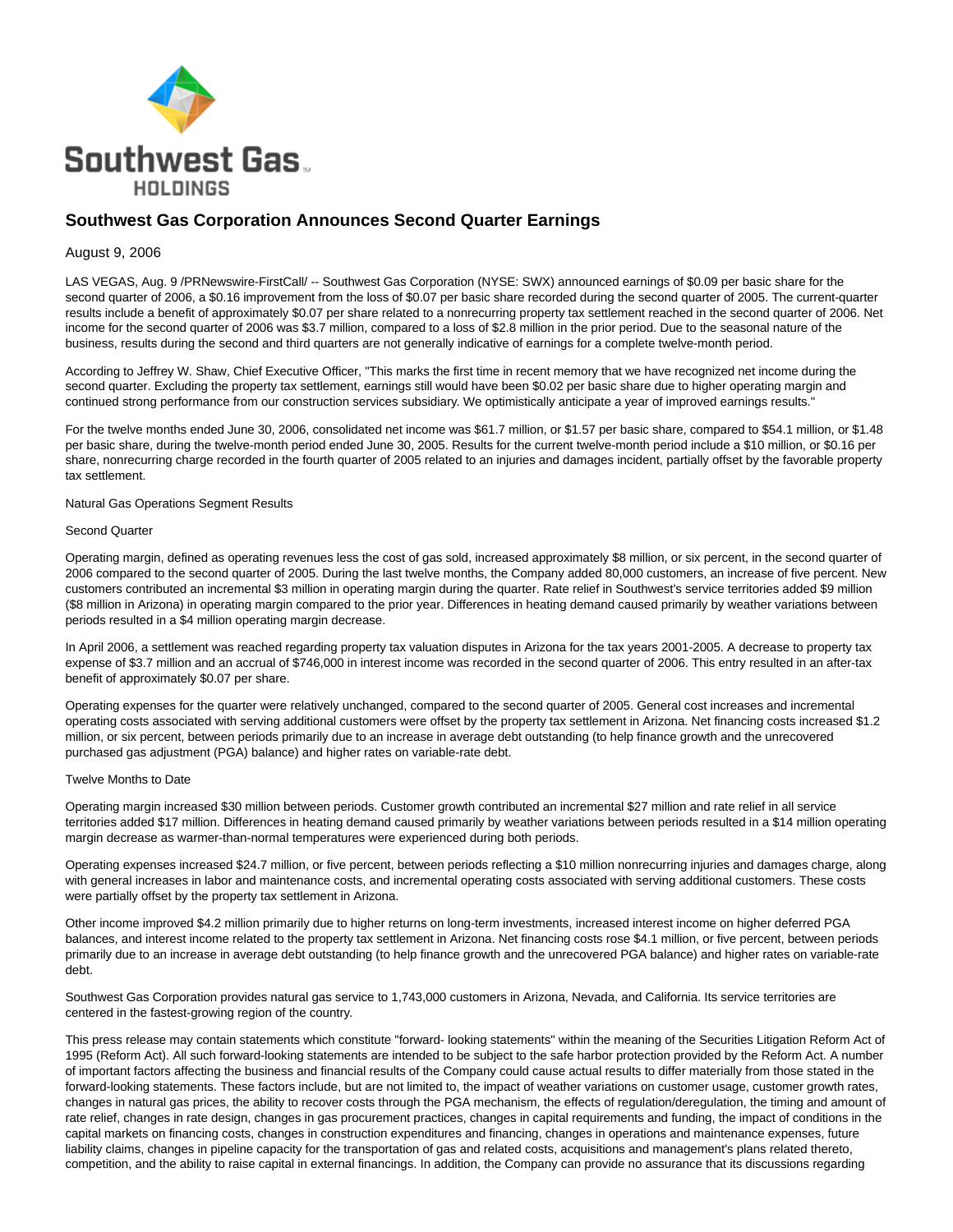# Southwest Gas Corporation Announces Second Quarter Earnings

August 9, 2006

LAS VEGAS, Aug. 9 /PRNewswire-FirstCall/ -- Southwest Gas Corporation (NYSE: SWX) announced earnings of $0.09 per basic share for the second quarter of 2006, a $0.16 improvement from the loss of $0.07 per basic share recorded during the second quarter of 2005. The current-quarter results include a benefit of approximately $0.07 per share related to a nonrecurring property tax settlement reached in the second quarter of 2006. Net income for the second quarter of 2006 was $3.7 million, compared to a loss of $2.8 million in the prior period. Due to the seasonal nature of the business, results during the second and third quarters are not generally indicative of earnings for a complete twelve-month period.

According to Jeffrey W. Shaw, Chief Executive Officer, "This marks the first time in recent memory that we have recognized net income during the second quarter. Excluding the property tax settlement, earnings still would have been $0.02 per basic share due to higher operating margin and continued strong performance from our construction services subsidiary. We optimistically anticipate a year of improved earnings results."

For the twelve months ended June 30, 2006, consolidated net income was $61.7 million, or $1.57 per basic share, compared to $54.1 million, or $1.48 per basic share, during the twelve-month period ended June 30, 2005. Results for the current twelve-month period include a $10 million, or $0.16 per share, nonrecurring charge recorded in the fourth quarter of 2005 related to an injuries and damages incident, partially offset by the favorable property tax settlement.

Natural Gas Operations Segment Results

Second Quarter

Operating margin, defined as operating revenues less the cost of gas sold, increased approximately $8 million, or six percent, in the second quarter of 2006 compared to the second quarter of 2005. During the last twelve months, the Company added 80,000 customers, an increase of five percent. New customers contributed an incremental $3 million in operating margin during the quarter. Rate relief in Southwest's service territories added $9 million ($8 million in Arizona) in operating margin compared to the prior year. Differences in heating demand caused primarily by weather variations between periods resulted in a $4 million operating margin decrease.

In April 2006, a settlement was reached regarding property tax valuation disputes in Arizona for the tax years 2001-2005. A decrease to property tax expense of $3.7 million and an accrual of $746,000 in interest income was recorded in the second quarter of 2006. This entry resulted in an after-tax benefit of approximately $0.07 per share.

Operating expenses for the quarter were relatively unchanged, compared to the second quarter of 2005. General cost increases and incremental operating costs associated with serving additional customers were offset by the property tax settlement in Arizona. Net financing costs increased $1.2 million, or six percent, between periods primarily due to an increase in average debt outstanding (to help finance growth and the unrecovered purchased gas adjustment (PGA) balance) and higher rates on variable-rate debt.

Twelve Months to Date

Operating margin increased $30 million between periods. Customer growth contributed an incremental $27 million and rate relief in all service territories added $17 million. Differences in heating demand caused primarily by weather variations between periods resulted in a $14 million operating margin decrease as warmer-than-normal temperatures were experienced during both periods.

Operating expenses increased $24.7 million, or five percent, between periods reflecting a $10 million nonrecurring injuries and damages charge, along with general increases in labor and maintenance costs, and incremental operating costs associated with serving additional customers. These costs were partially offset by the property tax settlement in Arizona.

Other income improved $4.2 million primarily due to higher returns on long-term investments, increased interest income on higher deferred PGA balances, and interest income related to the property tax settlement in Arizona. Net financing costs rose $4.1 million, or five percent, between periods primarily due to an increase in average debt outstanding (to help finance growth and the unrecovered PGA balance) and higher rates on variable-rate debt.

Southwest Gas Corporation provides natural gas service to 1,743,000 customers in Arizona, Nevada, and California. Its service territories are centered in the fastest-growing region of the country.

This press release may contain statements which constitute "forward- looking statements" within the meaning of the Securities Litigation Reform Act of 1995 (Reform Act). All such forward-looking statements are intended to be subject to the safe harbor protection provided by the Reform Act. A number of important factors affecting the business and financial results of the Company could cause actual results to differ materially from those stated in the forward-looking statements. These factors include, but are not limited to, the impact of weather variations on customer usage, customer growth rates, changes in natural gas prices, the ability to recover costs through the PGA mechanism, the effects of regulation/deregulation, the timing and amount of rate relief, changes in rate design, changes in gas procurement practices, changes in capital requirements and funding, the impact of conditions in the capital markets on financing costs, changes in construction expenditures and financing, changes in operations and maintenance expenses, future liability claims, changes in pipeline capacity for the transportation of gas and related costs, acquisitions and management's plans related thereto, competition, and the ability to raise capital in external financings. In addition, the Company can provide no assurance that its discussions regarding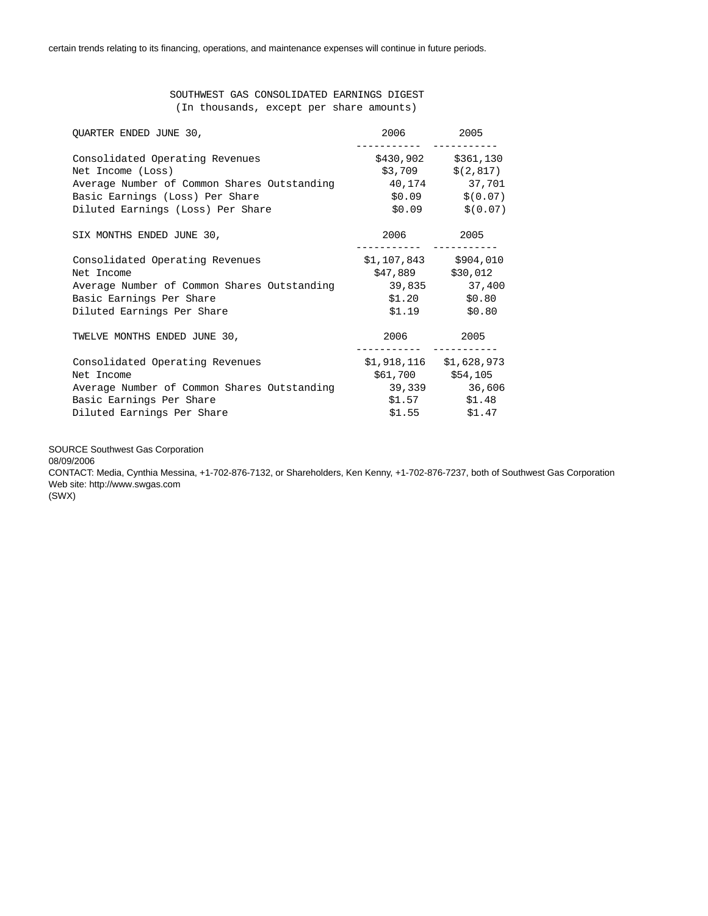certain trends relating to its financing, operations, and maintenance expenses will continue in future periods.

SOUTHWEST GAS CONSOLIDATED EARNINGS DIGEST
(In thousands, except per share amounts)

| QUARTER ENDED JUNE 30, | 2006 | 2005 |
|---|---|---|
| Consolidated Operating Revenues | $430,902 | $361,130 |
| Net Income (Loss) | $3,709 | $(2,817) |
| Average Number of Common Shares Outstanding | 40,174 | 37,701 |
| Basic Earnings (Loss) Per Share | $0.09 | $(0.07) |
| Diluted Earnings (Loss) Per Share | $0.09 | $(0.07) |

| SIX MONTHS ENDED JUNE 30, | 2006 | 2005 |
|---|---|---|
| Consolidated Operating Revenues | $1,107,843 | $904,010 |
| Net Income | $47,889 | $30,012 |
| Average Number of Common Shares Outstanding | 39,835 | 37,400 |
| Basic Earnings Per Share | $1.20 | $0.80 |
| Diluted Earnings Per Share | $1.19 | $0.80 |

| TWELVE MONTHS ENDED JUNE 30, | 2006 | 2005 |
|---|---|---|
| Consolidated Operating Revenues | $1,918,116 | $1,628,973 |
| Net Income | $61,700 | $54,105 |
| Average Number of Common Shares Outstanding | 39,339 | 36,606 |
| Basic Earnings Per Share | $1.57 | $1.48 |
| Diluted Earnings Per Share | $1.55 | $1.47 |

SOURCE Southwest Gas Corporation
08/09/2006
CONTACT: Media, Cynthia Messina, +1-702-876-7132, or Shareholders, Ken Kenny, +1-702-876-7237, both of Southwest Gas Corporation
Web site: http://www.swgas.com
(SWX)